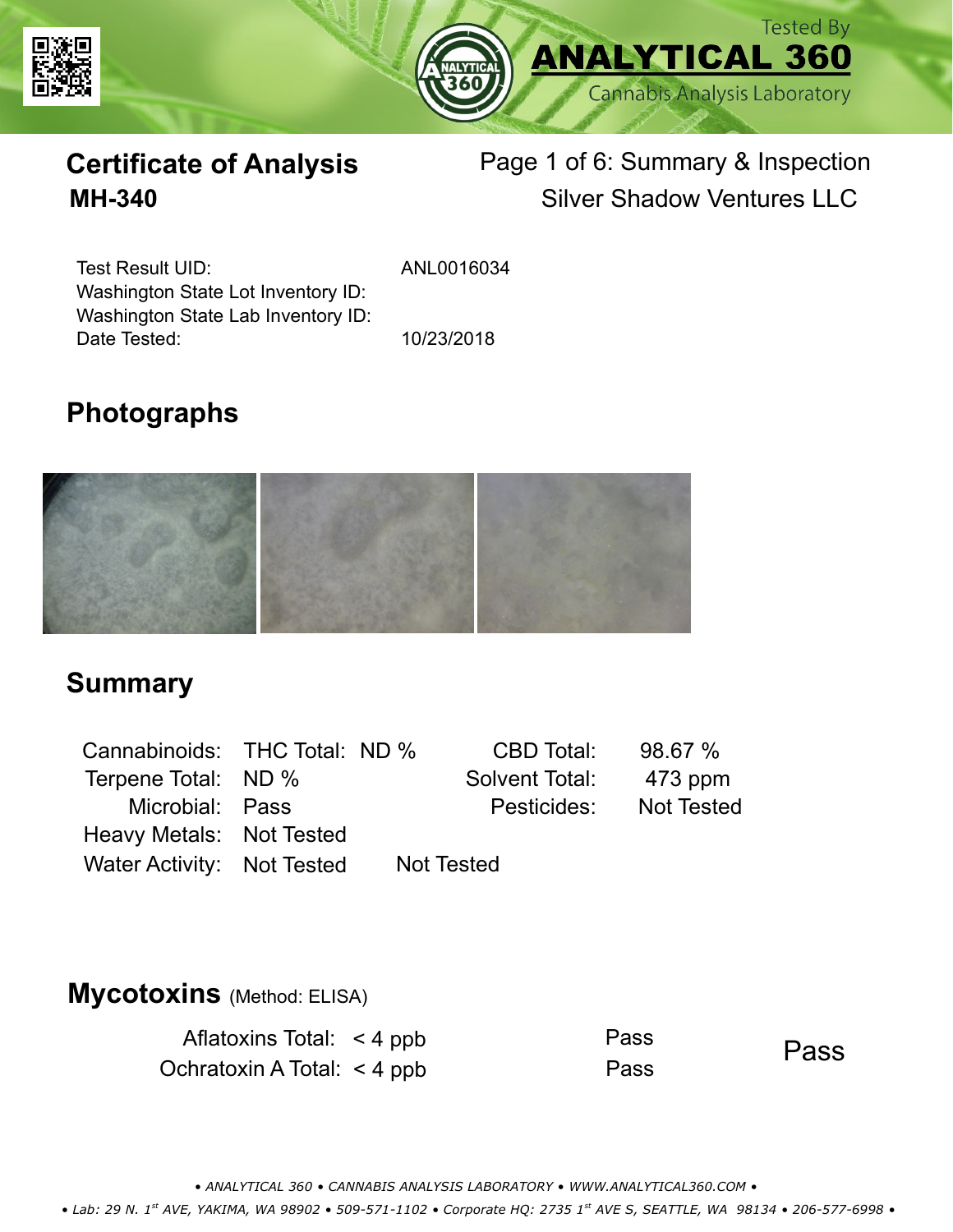# Certificate of Analysis

**MH-340**

Page 1 of 6: Summary & Inspection

Silver Shadow Ventures LLC

| | |
|---|---|
| Test Result UID: | ANL0016034 |
| Washington State Lot Inventory ID: | |
| Washington State Lab Inventory ID: | |
| Date Tested: | 10/23/2018 |

## Photographs

## Summary

| | | | |
|---|---|---|---|
| Cannabinoids: | THC Total: ND % | CBD Total: | 98.67 % |
| Terpene Total: | ND % | Solvent Total: | 473 ppm |
| Microbial: | Pass | Pesticides: | Not Tested |
| Heavy Metals: | Not Tested | | |
| Water Activity: | Not Tested | Not Tested | |

## Mycotoxins (Method: ELISA)

| | | | |
|---|---|---|---|
| Aflatoxins Total: | < 4 ppb | Pass | Pass |
| Ochratoxin A Total: | < 4 ppb | Pass | |

*• ANALYTICAL 360 • CANNABIS ANALYSIS LABORATORY • WWW.ANALYTICAL360.COM •*

*• Lab: 29 N. 1st AVE, YAKIMA, WA 98902 • 509-571-1102 • Corporate HQ: 2735 1st AVE S, SEATTLE, WA 98134 • 206-577-6998 •*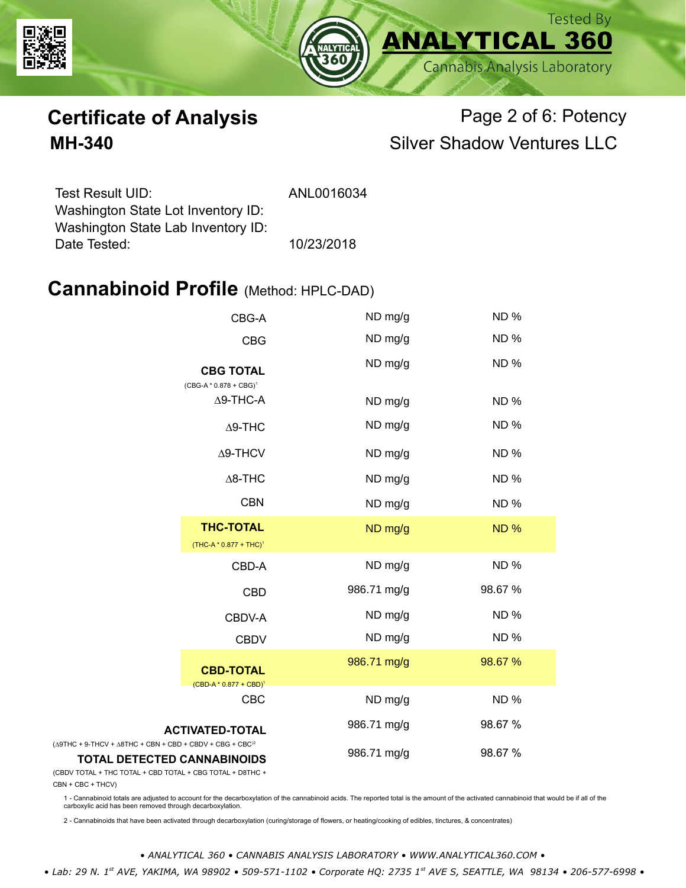# Certificate of Analysis

**MH-340**

Page 2 of 6: Potency

Silver Shadow Ventures LLC

| | |
|---|---|
| Test Result UID: | ANL0016034 |
| Washington State Lot Inventory ID: | |
| Washington State Lab Inventory ID: | |
| Date Tested: | 10/23/2018 |

## Cannabinoid Profile (Method: HPLC-DAD)

| | | |
|---|---|---|
| CBG-A | ND mg/g | ND % |
| CBG | ND mg/g | ND % |
| **CBG TOTAL** (CBG-A * 0.878 + CBG)[1] | ND mg/g | ND % |
| Δ9-THC-A | ND mg/g | ND % |
| Δ9-THC | ND mg/g | ND % |
| Δ9-THCV | ND mg/g | ND % |
| Δ8-THC | ND mg/g | ND % |
| CBN | ND mg/g | ND % |
| **THC-TOTAL** (THC-A * 0.877 + THC)[1] | ND mg/g | ND % |
| CBD-A | ND mg/g | ND % |
| CBD | 986.71 mg/g | 98.67 % |
| CBDV-A | ND mg/g | ND % |
| CBDV | ND mg/g | ND % |
| **CBD-TOTAL** (CBD-A * 0.877 + CBD)[1] | 986.71 mg/g | 98.67 % |
| CBC | ND mg/g | ND % |
| **ACTIVATED-TOTAL** (Δ9THC + 9-THCV + Δ8THC + CBN + CBD + CBDV + CBG + CBC)[2] | 986.71 mg/g | 98.67 % |
| **TOTAL DETECTED CANNABINOIDS** (CBDV TOTAL + THC TOTAL + CBD TOTAL + CBG TOTAL + D8THC + CBN + CBC + THCV) | 986.71 mg/g | 98.67 % |

1 - Cannabinoid totals are adjusted to account for the decarboxylation of the cannabinoid acids. The reported total is the amount of the activated cannabinoid that would be if all of the carboxylic acid has been removed through decarboxylation.

2 - Cannabinoids that have been activated through decarboxylation (curing/storage of flowers, or heating/cooking of edibles, tinctures, & concentrates)

• ANALYTICAL 360 • CANNABIS ANALYSIS LABORATORY • WWW.ANALYTICAL360.COM •

• Lab: 29 N. 1st AVE, YAKIMA, WA 98902 • 509-571-1102 • Corporate HQ: 2735 1st AVE S, SEATTLE, WA 98134 • 206-577-6998 •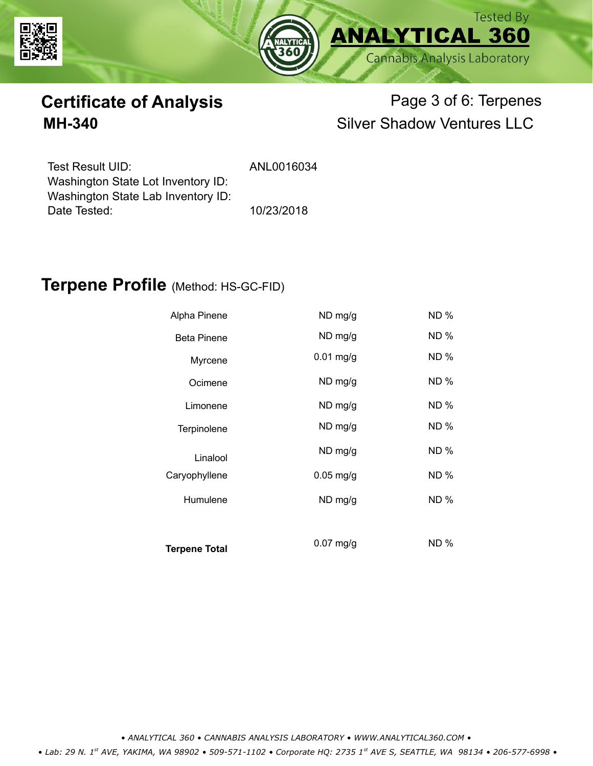Tested By **ANALYTICAL 360** Cannabis Analysis Laboratory

# Certificate of Analysis

## MH-340

Page 3 of 6: Terpenes

Silver Shadow Ventures LLC

| | |
|---|---|
| Test Result UID: | ANL0016034 |
| Washington State Lot Inventory ID: | |
| Washington State Lab Inventory ID: | |
| Date Tested: | 10/23/2018 |

## Terpene Profile (Method: HS-GC-FID)

| | | |
|---|---|---|
| Alpha Pinene | ND mg/g | ND % |
| Beta Pinene | ND mg/g | ND % |
| Myrcene | 0.01 mg/g | ND % |
| Ocimene | ND mg/g | ND % |
| Limonene | ND mg/g | ND % |
| Terpinolene | ND mg/g | ND % |
| Linalool | ND mg/g | ND % |
| Caryophyllene | 0.05 mg/g | ND % |
| Humulene | ND mg/g | ND % |
| **Terpene Total** | 0.07 mg/g | ND % |

*• ANALYTICAL 360 • CANNABIS ANALYSIS LABORATORY • WWW.ANALYTICAL360.COM •*

*• Lab: 29 N. 1st AVE, YAKIMA, WA 98902 • 509-571-1102 • Corporate HQ: 2735 1st AVE S, SEATTLE, WA 98134 • 206-577-6998 •*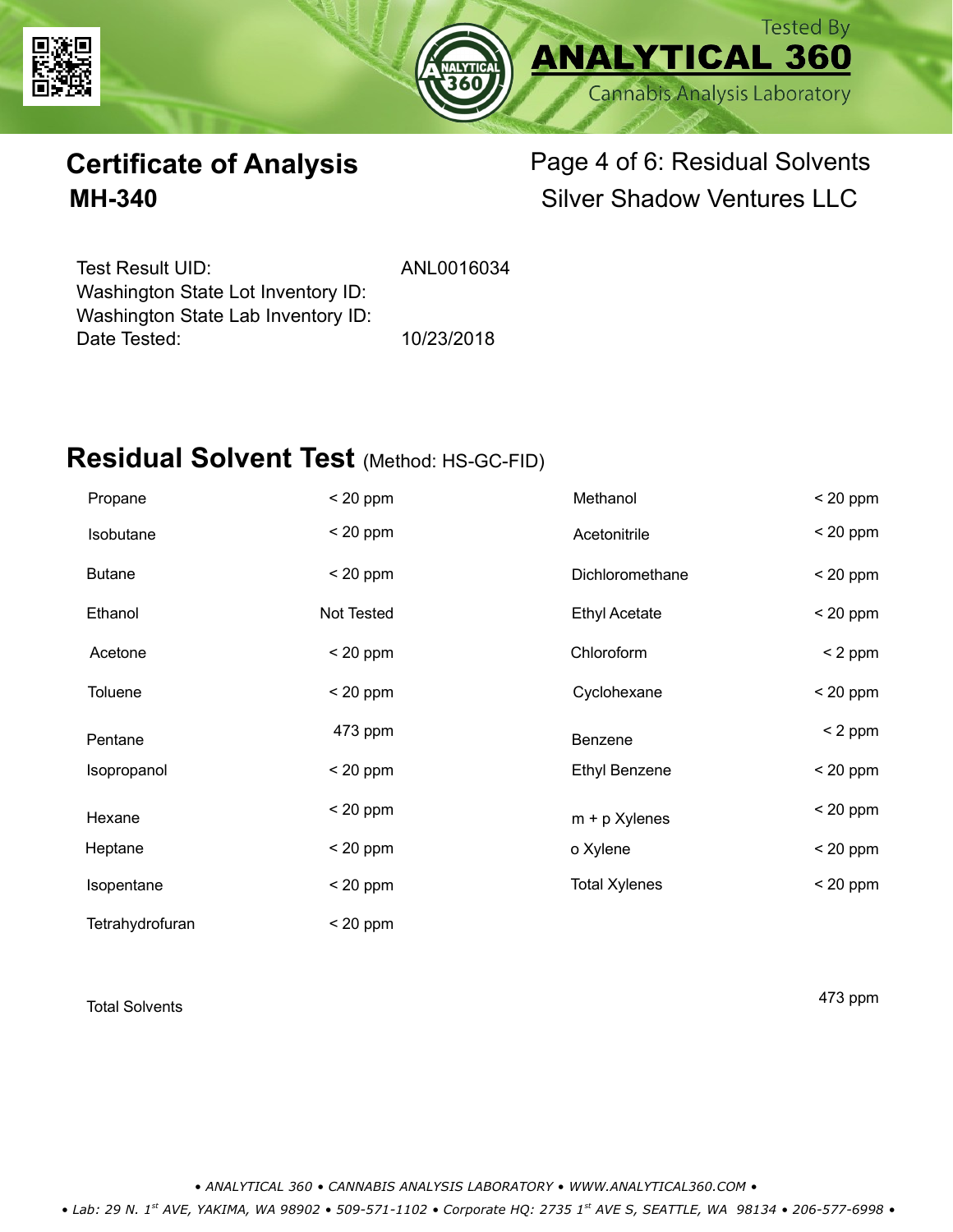# Certificate of Analysis

## MH-340

Page 4 of 6: Residual Solvents

Silver Shadow Ventures LLC

| | |
|---|---|
| Test Result UID: | ANL0016034 |
| Washington State Lot Inventory ID: | |
| Washington State Lab Inventory ID: | |
| Date Tested: | 10/23/2018 |

## Residual Solvent Test (Method: HS-GC-FID)

| | | | |
|---|---|---|---|
| Propane | < 20 ppm | Methanol | < 20 ppm |
| Isobutane | < 20 ppm | Acetonitrile | < 20 ppm |
| Butane | < 20 ppm | Dichloromethane | < 20 ppm |
| Ethanol | Not Tested | Ethyl Acetate | < 20 ppm |
| Acetone | < 20 ppm | Chloroform | < 2 ppm |
| Toluene | < 20 ppm | Cyclohexane | < 20 ppm |
| Pentane | 473 ppm | Benzene | < 2 ppm |
| Isopropanol | < 20 ppm | Ethyl Benzene | < 20 ppm |
| Hexane | < 20 ppm | m + p Xylenes | < 20 ppm |
| Heptane | < 20 ppm | o Xylene | < 20 ppm |
| Isopentane | < 20 ppm | Total Xylenes | < 20 ppm |
| Tetrahydrofuran | < 20 ppm | | |

Total Solvents 473 ppm

*• ANALYTICAL 360 • CANNABIS ANALYSIS LABORATORY • WWW.ANALYTICAL360.COM •*

*• Lab: 29 N. 1st AVE, YAKIMA, WA 98902 • 509-571-1102 • Corporate HQ: 2735 1st AVE S, SEATTLE, WA 98134 • 206-577-6998 •*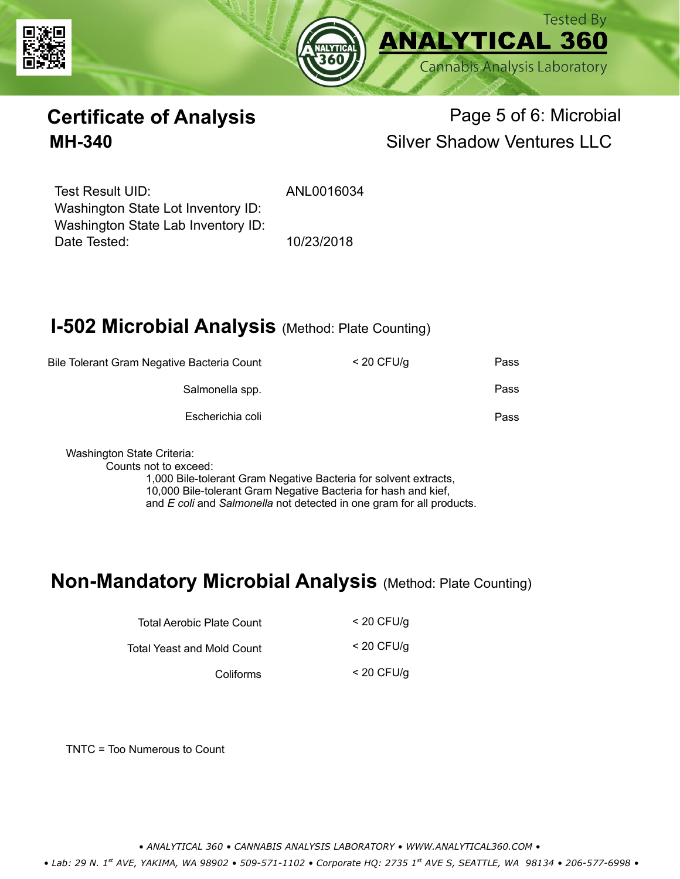# Certificate of Analysis

## MH-340

Page 5 of 6: Microbial

Silver Shadow Ventures LLC

| | |
|---|---|
| Test Result UID: | ANL0016034 |
| Washington State Lot Inventory ID: | |
| Washington State Lab Inventory ID: | |
| Date Tested: | 10/23/2018 |

## I-502 Microbial Analysis (Method: Plate Counting)

| | | |
|---|---|---|
| Bile Tolerant Gram Negative Bacteria Count | < 20 CFU/g | Pass |
| Salmonella spp. | | Pass |
| Escherichia coli | | Pass |

Washington State Criteria:

Counts not to exceed:

1,000 Bile-tolerant Gram Negative Bacteria for solvent extracts,
10,000 Bile-tolerant Gram Negative Bacteria for hash and kief,
and *E coli* and *Salmonella* not detected in one gram for all products.

## Non-Mandatory Microbial Analysis (Method: Plate Counting)

| | |
|---|---|
| Total Aerobic Plate Count | < 20 CFU/g |
| Total Yeast and Mold Count | < 20 CFU/g |
| Coliforms | < 20 CFU/g |

TNTC = Too Numerous to Count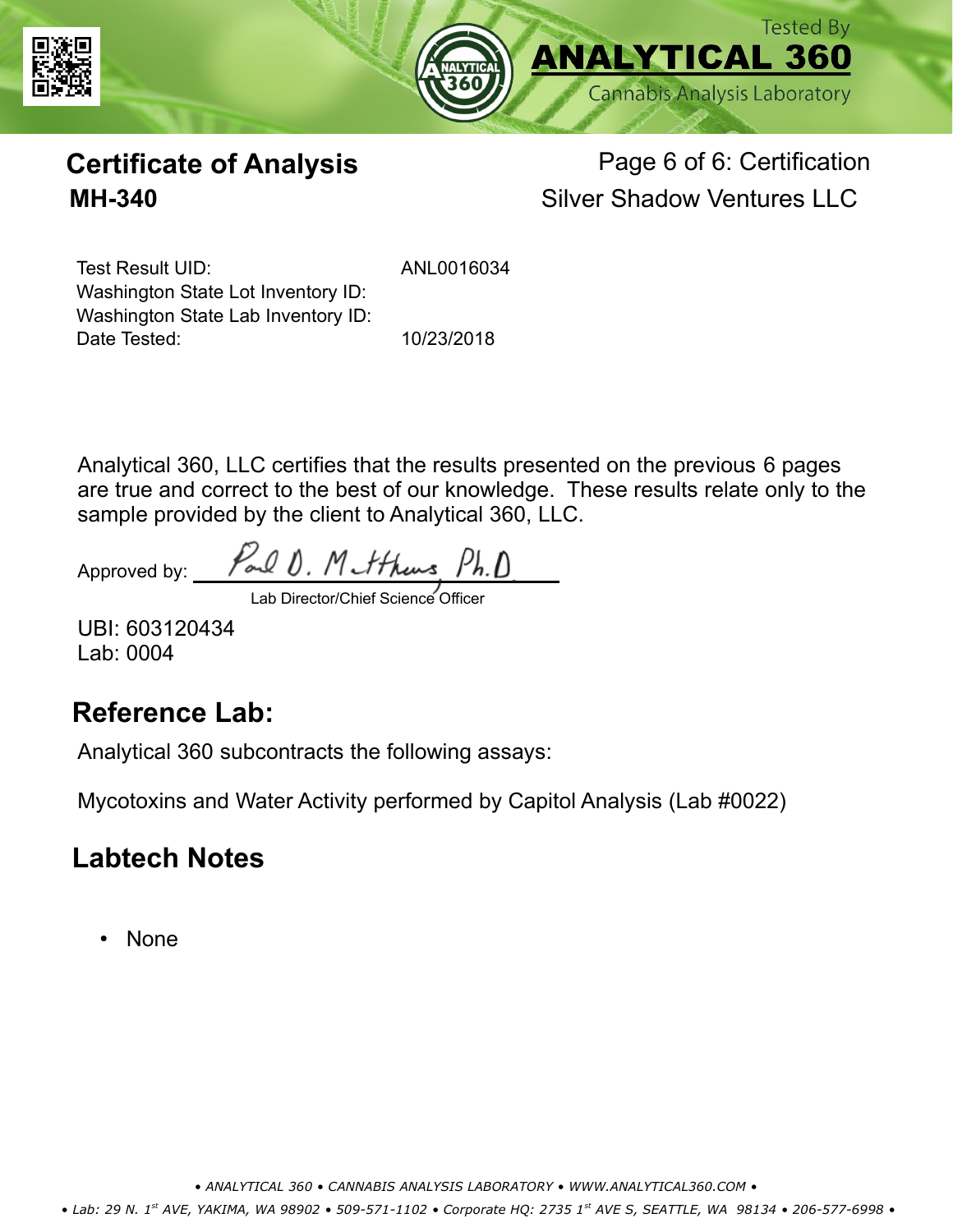# Certificate of Analysis

**MH-340**

Page 6 of 6: Certification

Silver Shadow Ventures LLC

| | |
|---|---|
| Test Result UID: | ANL0016034 |
| Washington State Lot Inventory ID: | |
| Washington State Lab Inventory ID: | |
| Date Tested: | 10/23/2018 |

Analytical 360, LLC certifies that the results presented on the previous 6 pages are true and correct to the best of our knowledge. These results relate only to the sample provided by the client to Analytical 360, LLC.

Approved by: Paul D. Matthews, Ph.D

Lab Director/Chief Science Officer

UBI: 603120434
Lab: 0004

## Reference Lab:

Analytical 360 subcontracts the following assays:

Mycotoxins and Water Activity performed by Capitol Analysis (Lab #0022)

## Labtech Notes

- None

*• ANALYTICAL 360 • CANNABIS ANALYSIS LABORATORY • WWW.ANALYTICAL360.COM •*

*• Lab: 29 N. 1st AVE, YAKIMA, WA 98902 • 509-571-1102 • Corporate HQ: 2735 1st AVE S, SEATTLE, WA 98134 • 206-577-6998 •*